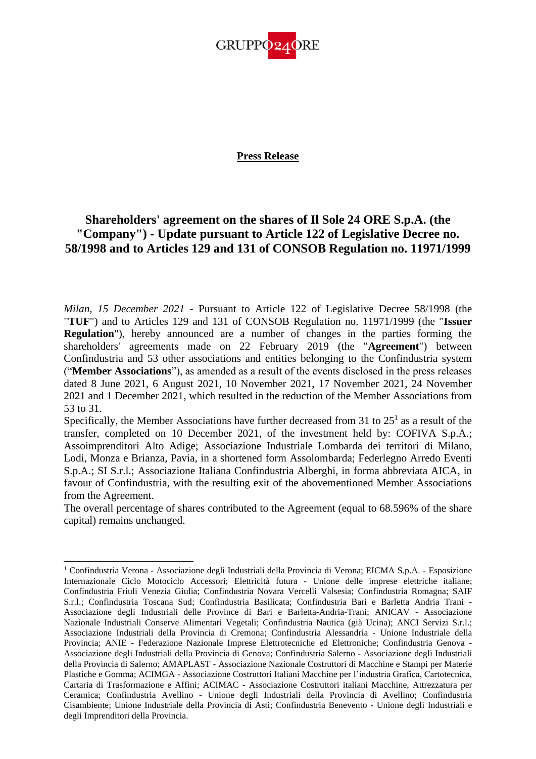GRUPPO 24 ORE

**Press Release**

# Shareholders' agreement on the shares of Il Sole 24 ORE S.p.A. (the "Company") - Update pursuant to Article 122 of Legislative Decree no. 58/1998 and to Articles 129 and 131 of CONSOB Regulation no. 11971/1999

*Milan, 15 December 2021* - Pursuant to Article 122 of Legislative Decree 58/1998 (the "**TUF**") and to Articles 129 and 131 of CONSOB Regulation no. 11971/1999 (the "**Issuer Regulation**"), hereby announced are a number of changes in the parties forming the shareholders' agreements made on 22 February 2019 (the "**Agreement**") between Confindustria and 53 other associations and entities belonging to the Confindustria system ("**Member Associations**"), as amended as a result of the events disclosed in the press releases dated 8 June 2021, 6 August 2021, 10 November 2021, 17 November 2021, 24 November 2021 and 1 December 2021, which resulted in the reduction of the Member Associations from 53 to 31.

Specifically, the Member Associations have further decreased from 31 to 25[1] as a result of the transfer, completed on 10 December 2021, of the investment held by: COFIVA S.p.A.; Assoimprenditori Alto Adige; Associazione Industriale Lombarda dei territori di Milano, Lodi, Monza e Brianza, Pavia, in a shortened form Assolombarda; Federlegno Arredo Eventi S.p.A.; SI S.r.l.; Associazione Italiana Confindustria Alberghi, in forma abbreviata AICA, in favour of Confindustria, with the resulting exit of the abovementioned Member Associations from the Agreement.

The overall percentage of shares contributed to the Agreement (equal to 68.596% of the share capital) remains unchanged.

---

[1] Confindustria Verona - Associazione degli Industriali della Provincia di Verona; EICMA S.p.A. - Esposizione Internazionale Ciclo Motociclo Accessori; Elettricità futura - Unione delle imprese elettriche italiane; Confindustria Friuli Venezia Giulia; Confindustria Novara Vercelli Valsesia; Confindustria Romagna; SAIF S.r.l.; Confindustria Toscana Sud; Confindustria Basilicata; Confindustria Bari e Barletta Andria Trani - Associazione degli Industriali delle Province di Bari e Barletta-Andria-Trani; ANICAV - Associazione Nazionale Industriali Conserve Alimentari Vegetali; Confindustria Nautica (già Ucina); ANCI Servizi S.r.l.; Associazione Industriali della Provincia di Cremona; Confindustria Alessandria - Unione Industriale della Provincia; ANIE - Federazione Nazionale Imprese Elettrotecniche ed Elettroniche; Confindustria Genova - Associazione degli Industriali della Provincia di Genova; Confindustria Salerno - Associazione degli Industriali della Provincia di Salerno; AMAPLAST - Associazione Nazionale Costruttori di Macchine e Stampi per Materie Plastiche e Gomma; ACIMGA - Associazione Costruttori Italiani Macchine per l'industria Grafica, Cartotecnica, Cartaria di Trasformazione e Affini; ACIMAC - Associazione Costruttori italiani Macchine, Attrezzatura per Ceramica; Confindustria Avellino - Unione degli Industriali della Provincia di Avellino; Confindustria Cisambiente; Unione Industriale della Provincia di Asti; Confindustria Benevento - Unione degli Industriali e degli Imprenditori della Provincia.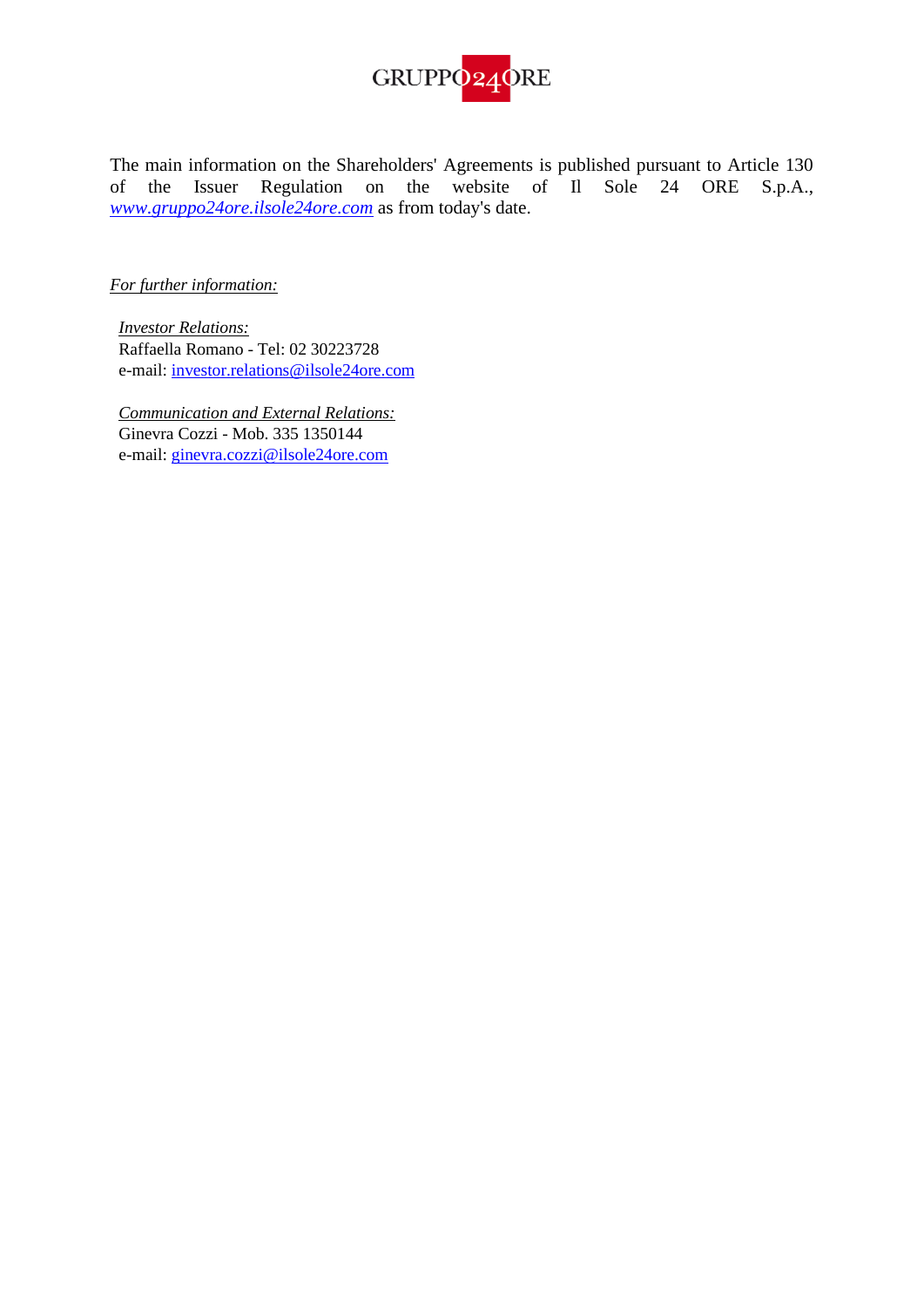The main information on the Shareholders' Agreements is published pursuant to Article 130 of the Issuer Regulation on the website of Il Sole 24 ORE S.p.A., *www.gruppo24ore.ilsole24ore.com* as from today's date.

*For further information:*

*Investor Relations:*
Raffaella Romano - Tel: 02 30223728
e-mail: investor.relations@ilsole24ore.com

*Communication and External Relations:*
Ginevra Cozzi - Mob. 335 1350144
e-mail: ginevra.cozzi@ilsole24ore.com